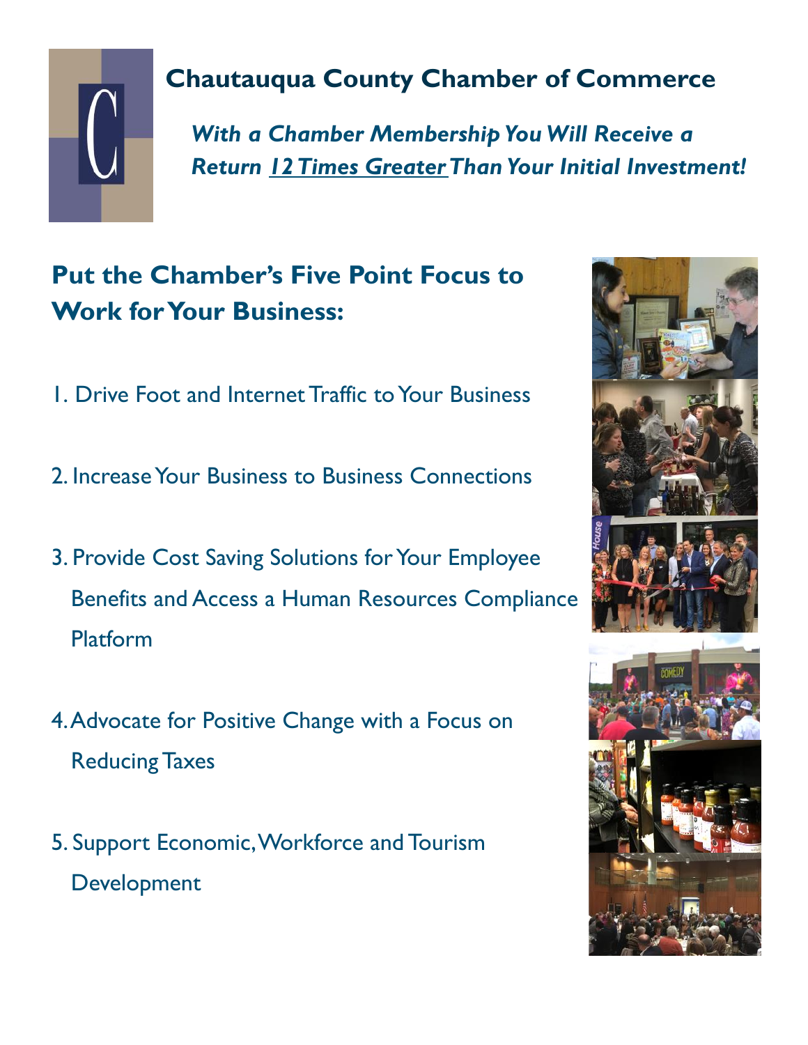# Chautauqua County Chamber of Commerce

***With a Chamber Membership You Will Receive a Return 12 Times Greater Than Your Initial Investment!***

## Put the Chamber's Five Point Focus to Work for Your Business:

1. Drive Foot and Internet Traffic to Your Business
2. Increase Your Business to Business Connections
3. Provide Cost Saving Solutions for Your Employee Benefits and Access a Human Resources Compliance Platform
4. Advocate for Positive Change with a Focus on Reducing Taxes
5. Support Economic, Workforce and Tourism Development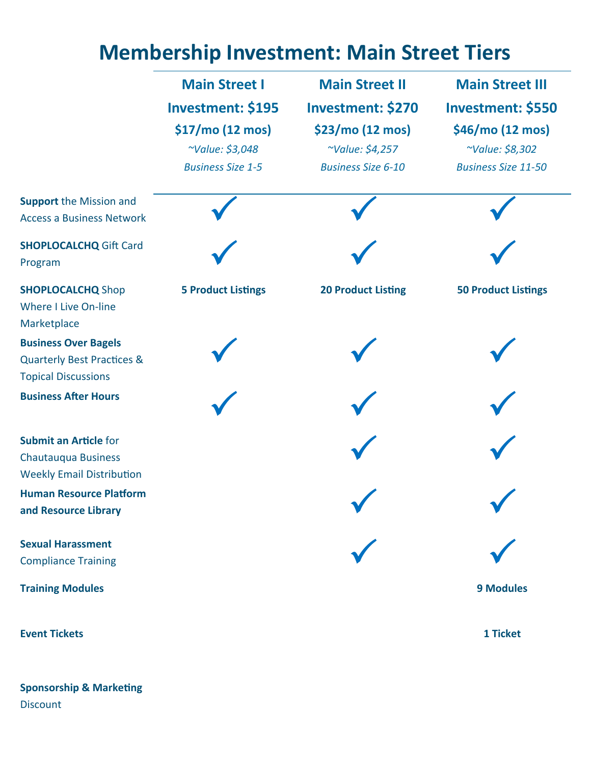# Membership Investment: Main Street Tiers

| | Main Street I<br>Investment: $195<br>$17/mo (12 mos)<br>*~Value: $3,048*<br>*Business Size 1-5* | Main Street II<br>Investment: $270<br>$23/mo (12 mos)<br>*~Value: $4,257*<br>*Business Size 6-10* | Main Street III<br>Investment: $550<br>$46/mo (12 mos)<br>*~Value: $8,302*<br>*Business Size 11-50* |
|---|---|---|---|
| **Support** the Mission and Access a Business Network | ✓ | ✓ | ✓ |
| **SHOPLOCALCHQ** Gift Card Program | ✓ | ✓ | ✓ |
| **SHOPLOCALCHQ** Shop Where I Live On-line Marketplace | **5 Product Listings** | **20 Product Listing** | **50 Product Listings** |
| **Business Over Bagels** Quarterly Best Practices & Topical Discussions | ✓ | ✓ | ✓ |
| **Business After Hours** | ✓ | ✓ | ✓ |
| **Submit an Article** for Chautauqua Business Weekly Email Distribution | | ✓ | ✓ |
| **Human Resource Platform and Resource Library** | | ✓ | ✓ |
| **Sexual Harassment** Compliance Training | | ✓ | ✓ |
| **Training Modules** | | | **9 Modules** |
| **Event Tickets** | | | **1 Ticket** |
| **Sponsorship & Marketing** Discount | | | |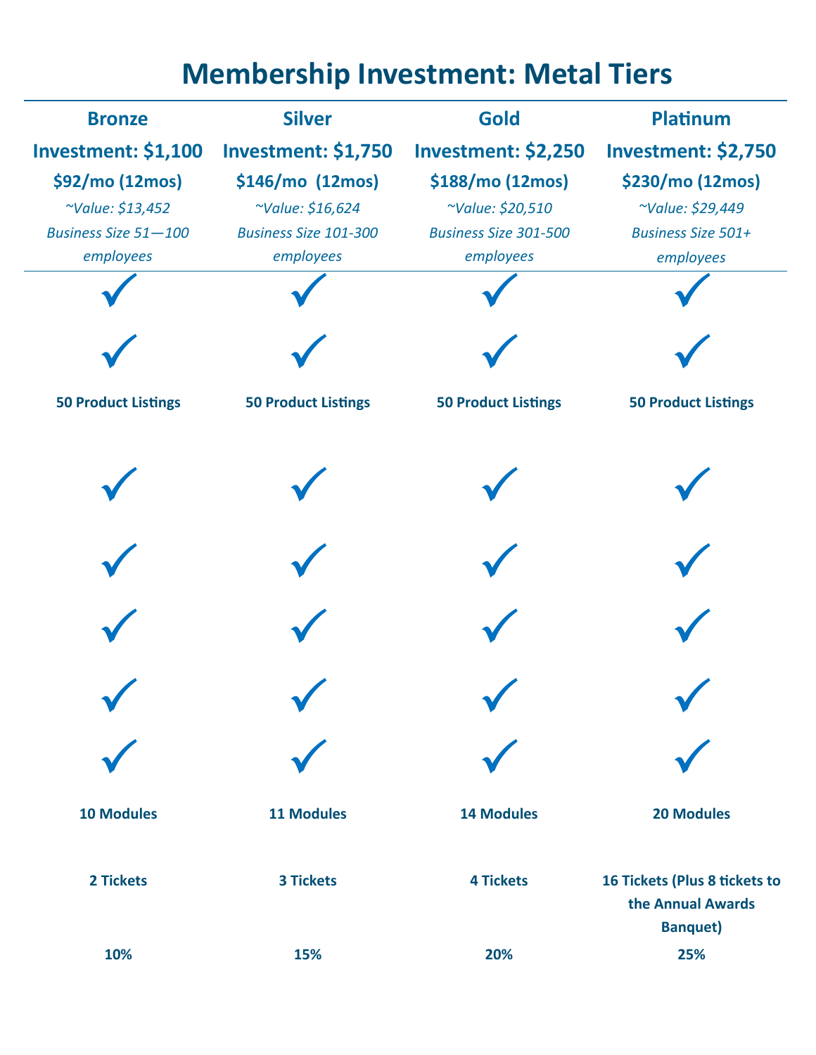# Membership Investment: Metal Tiers

| Bronze | Silver | Gold | Platinum |
|---|---|---|---|
| **Investment: $1,100** | **Investment: $1,750** | **Investment: $2,250** | **Investment: $2,750** |
| **$92/mo (12mos)** | **$146/mo (12mos)** | **$188/mo (12mos)** | **$230/mo (12mos)** |
| *~Value: $13,452* | *~Value: $16,624* | *~Value: $20,510* | *~Value: $29,449* |
| *Business Size 51—100 employees* | *Business Size 101-300 employees* | *Business Size 301-500 employees* | *Business Size 501+ employees* |
| ✓ | ✓ | ✓ | ✓ |
| ✓ | ✓ | ✓ | ✓ |
| **50 Product Listings** | **50 Product Listings** | **50 Product Listings** | **50 Product Listings** |
| ✓ | ✓ | ✓ | ✓ |
| ✓ | ✓ | ✓ | ✓ |
| ✓ | ✓ | ✓ | ✓ |
| ✓ | ✓ | ✓ | ✓ |
| ✓ | ✓ | ✓ | ✓ |
| **10 Modules** | **11 Modules** | **14 Modules** | **20 Modules** |
| **2 Tickets** | **3 Tickets** | **4 Tickets** | **16 Tickets (Plus 8 tickets to the Annual Awards Banquet)** |
| **10%** | **15%** | **20%** | **25%** |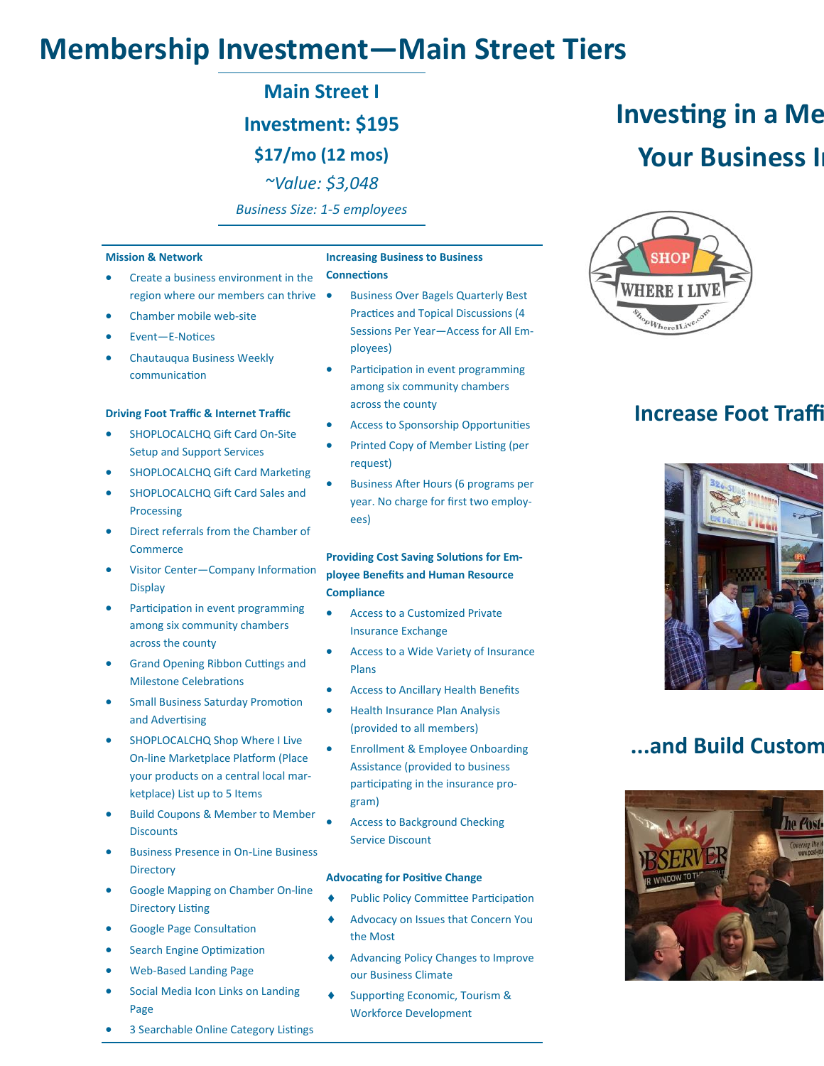# Membership Investment—Main Street Tiers

## Main Street I

**Investment: $195**

**$17/mo (12 mos)**

*~Value: $3,048*

*Business Size: 1-5 employees*

**Mission & Network**

- Create a business environment in the region where our members can thrive
- Chamber mobile web-site
- Event—E-Notices
- Chautauqua Business Weekly communication

**Driving Foot Traffic & Internet Traffic**

- SHOPLOCALCHQ Gift Card On-Site Setup and Support Services
- SHOPLOCALCHQ Gift Card Marketing
- SHOPLOCALCHQ Gift Card Sales and Processing
- Direct referrals from the Chamber of Commerce
- Visitor Center—Company Information Display
- Participation in event programming among six community chambers across the county
- Grand Opening Ribbon Cuttings and Milestone Celebrations
- Small Business Saturday Promotion and Advertising
- SHOPLOCALCHQ Shop Where I Live On-line Marketplace Platform (Place your products on a central local marketplace) List up to 5 Items
- Build Coupons & Member to Member Discounts
- Business Presence in On-Line Business Directory
- Google Mapping on Chamber On-line Directory Listing
- Google Page Consultation
- Search Engine Optimization
- Web-Based Landing Page
- Social Media Icon Links on Landing Page
- 3 Searchable Online Category Listings

**Increasing Business to Business Connections**

- Business Over Bagels Quarterly Best Practices and Topical Discussions (4 Sessions Per Year—Access for All Employees)
- Participation in event programming among six community chambers across the county
- Access to Sponsorship Opportunities
- Printed Copy of Member Listing (per request)
- Business After Hours (6 programs per year. No charge for first two employees)

**Providing Cost Saving Solutions for Employee Benefits and Human Resource Compliance**

- Access to a Customized Private Insurance Exchange
- Access to a Wide Variety of Insurance Plans
- Access to Ancillary Health Benefits
- Health Insurance Plan Analysis (provided to all members)
- Enrollment & Employee Onboarding Assistance (provided to business participating in the insurance program)
- Access to Background Checking Service Discount

**Advocating for Positive Change**

- Public Policy Committee Participation
- Advocacy on Issues that Concern You the Most
- Advancing Policy Changes to Improve our Business Climate
- Supporting Economic, Tourism & Workforce Development

## Investing in a Me... Your Business I...

## Increase Foot Traffi...

## ...and Build Custom...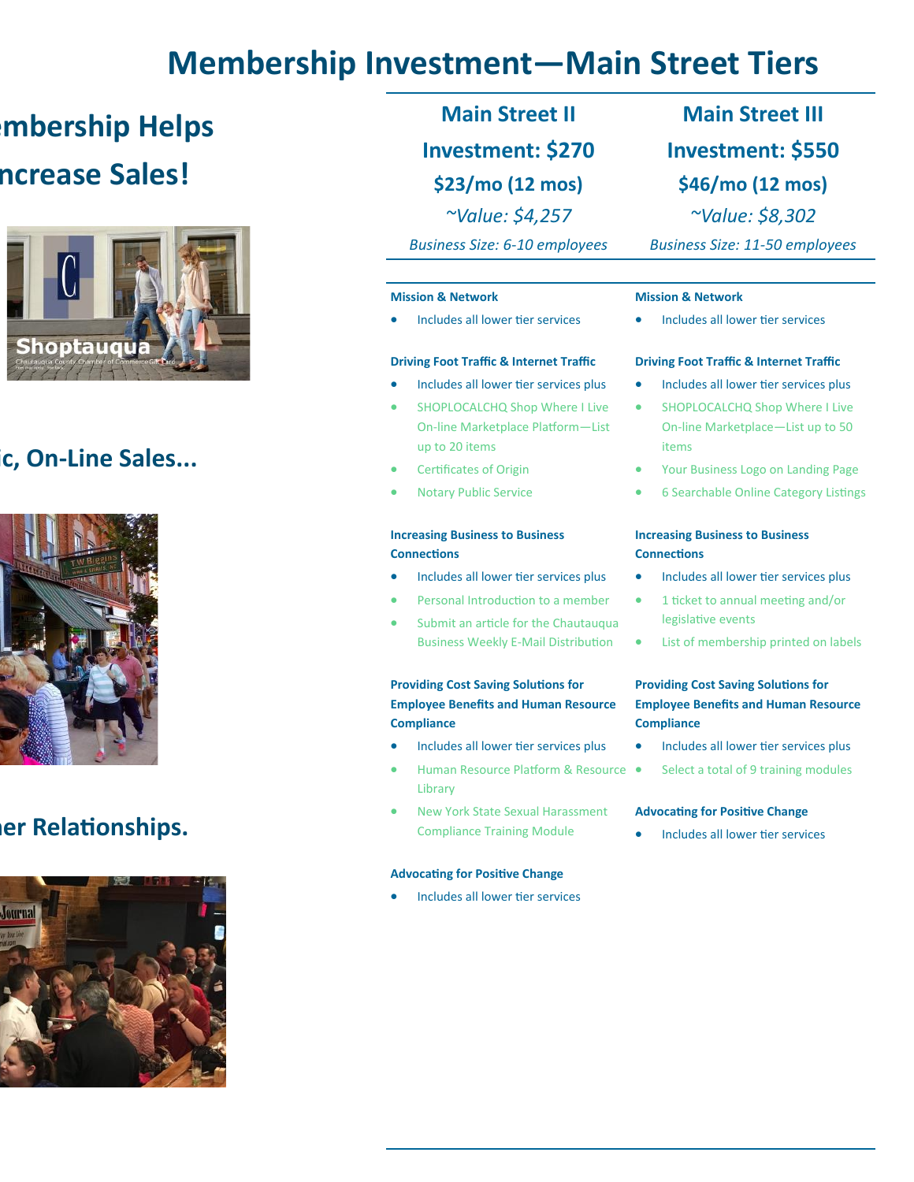# Membership Investment—Main Street Tiers

## ...embership Helps ...ncrease Sales!

## ...ic, On-Line Sales...

## ...er Relationships.

## Main Street II

**Investment: $270**

**$23/mo (12 mos)**

*~Value: $4,257*

*Business Size: 6-10 employees*

**Mission & Network**

- Includes all lower tier services

**Driving Foot Traffic & Internet Traffic**

- Includes all lower tier services plus
- SHOPLOCALCHQ Shop Where I Live On-line Marketplace Platform—List up to 20 items
- Certificates of Origin
- Notary Public Service

**Increasing Business to Business Connections**

- Includes all lower tier services plus
- Personal Introduction to a member
- Submit an article for the Chautauqua Business Weekly E-Mail Distribution

**Providing Cost Saving Solutions for Employee Benefits and Human Resource Compliance**

- Includes all lower tier services plus
- Human Resource Platform & Resource Library
- New York State Sexual Harassment Compliance Training Module

**Advocating for Positive Change**

- Includes all lower tier services

## Main Street III

**Investment: $550**

**$46/mo (12 mos)**

*~Value: $8,302*

*Business Size: 11-50 employees*

**Mission & Network**

- Includes all lower tier services

**Driving Foot Traffic & Internet Traffic**

- Includes all lower tier services plus
- SHOPLOCALCHQ Shop Where I Live On-line Marketplace—List up to 50 items
- Your Business Logo on Landing Page
- 6 Searchable Online Category Listings

**Increasing Business to Business Connections**

- Includes all lower tier services plus
- 1 ticket to annual meeting and/or legislative events
- List of membership printed on labels

**Providing Cost Saving Solutions for Employee Benefits and Human Resource Compliance**

- Includes all lower tier services plus
- Select a total of 9 training modules

**Advocating for Positive Change**

- Includes all lower tier services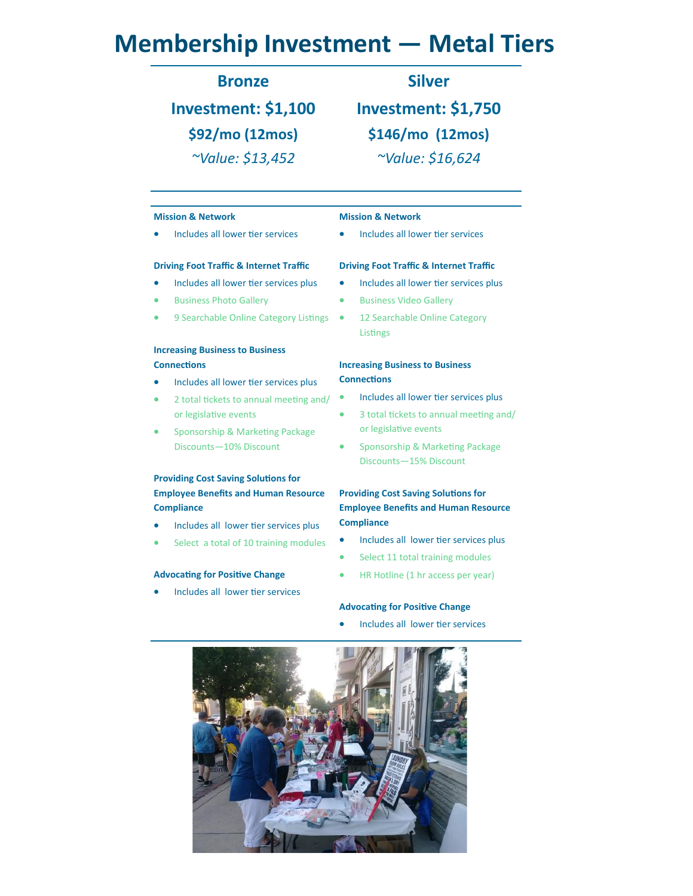# Membership Investment — Metal Tiers

## Bronze

### Investment: $1,100

### $92/mo (12mos)

### *~Value: $13,452*

**Mission & Network**

- Includes all lower tier services

**Driving Foot Traffic & Internet Traffic**

- Includes all lower tier services plus
- Business Photo Gallery
- 9 Searchable Online Category Listings

**Increasing Business to Business Connections**

- Includes all lower tier services plus
- 2 total tickets to annual meeting and/or legislative events
- Sponsorship & Marketing Package Discounts—10% Discount

**Providing Cost Saving Solutions for Employee Benefits and Human Resource Compliance**

- Includes all lower tier services plus
- Select a total of 10 training modules

**Advocating for Positive Change**

- Includes all lower tier services

## Silver

### Investment: $1,750

### $146/mo (12mos)

### *~Value: $16,624*

**Mission & Network**

- Includes all lower tier services

**Driving Foot Traffic & Internet Traffic**

- Includes all lower tier services plus
- Business Video Gallery
- 12 Searchable Online Category Listings

**Increasing Business to Business Connections**

- Includes all lower tier services plus
- 3 total tickets to annual meeting and/or legislative events
- Sponsorship & Marketing Package Discounts—15% Discount

**Providing Cost Saving Solutions for Employee Benefits and Human Resource Compliance**

- Includes all lower tier services plus
- Select 11 total training modules
- HR Hotline (1 hr access per year)

**Advocating for Positive Change**

- Includes all lower tier services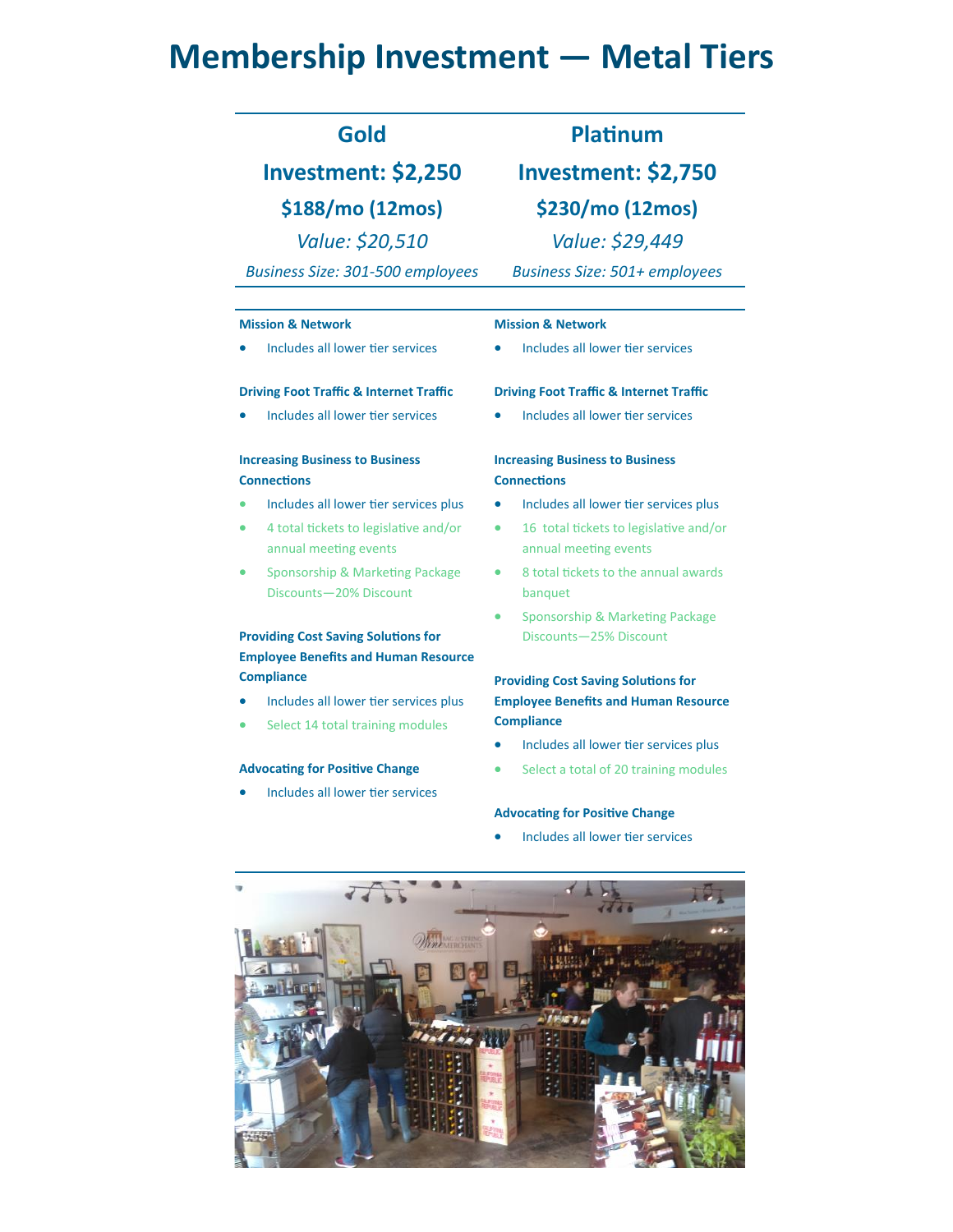# Membership Investment — Metal Tiers

## Gold

**Investment: $2,250**

**$188/mo (12mos)**

*Value: $20,510*

*Business Size: 301-500 employees*

**Mission & Network**

- Includes all lower tier services

**Driving Foot Traffic & Internet Traffic**

- Includes all lower tier services

**Increasing Business to Business Connections**

- Includes all lower tier services plus
- 4 total tickets to legislative and/or annual meeting events
- Sponsorship & Marketing Package Discounts—20% Discount

**Providing Cost Saving Solutions for Employee Benefits and Human Resource Compliance**

- Includes all lower tier services plus
- Select 14 total training modules

**Advocating for Positive Change**

- Includes all lower tier services

## Platinum

**Investment: $2,750**

**$230/mo (12mos)**

*Value: $29,449*

*Business Size: 501+ employees*

**Mission & Network**

- Includes all lower tier services

**Driving Foot Traffic & Internet Traffic**

- Includes all lower tier services

**Increasing Business to Business Connections**

- Includes all lower tier services plus
- 16 total tickets to legislative and/or annual meeting events
- 8 total tickets to the annual awards banquet
- Sponsorship & Marketing Package Discounts—25% Discount

**Providing Cost Saving Solutions for Employee Benefits and Human Resource Compliance**

- Includes all lower tier services plus
- Select a total of 20 training modules

**Advocating for Positive Change**

- Includes all lower tier services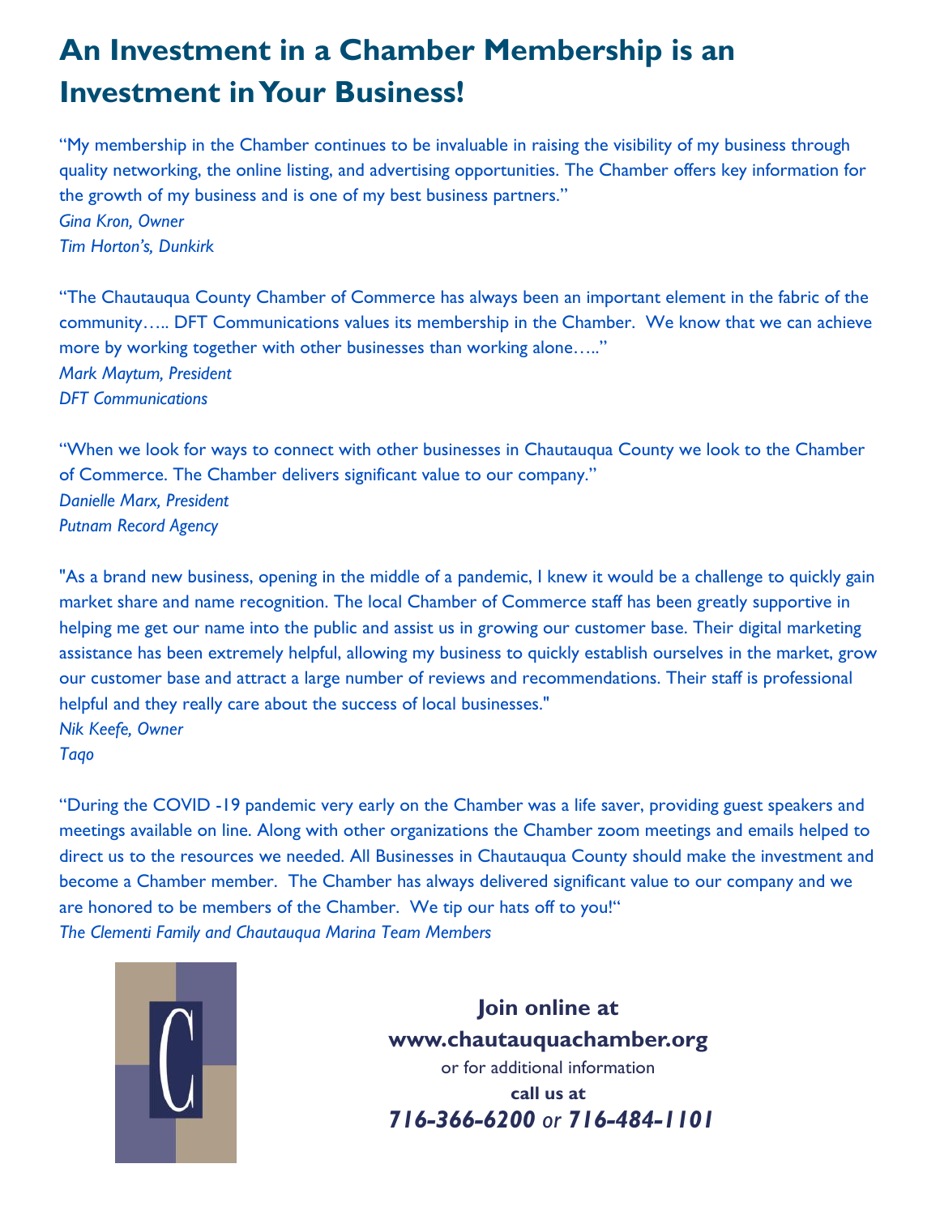# An Investment in a Chamber Membership is an Investment in Your Business!

"My membership in the Chamber continues to be invaluable in raising the visibility of my business through quality networking, the online listing, and advertising opportunities. The Chamber offers key information for the growth of my business and is one of my best business partners."
*Gina Kron, Owner*
*Tim Horton's, Dunkirk*

"The Chautauqua County Chamber of Commerce has always been an important element in the fabric of the community….. DFT Communications values its membership in the Chamber. We know that we can achieve more by working together with other businesses than working alone….."
*Mark Maytum, President*
*DFT Communications*

"When we look for ways to connect with other businesses in Chautauqua County we look to the Chamber of Commerce. The Chamber delivers significant value to our company."
*Danielle Marx, President*
*Putnam Record Agency*

"As a brand new business, opening in the middle of a pandemic, I knew it would be a challenge to quickly gain market share and name recognition. The local Chamber of Commerce staff has been greatly supportive in helping me get our name into the public and assist us in growing our customer base. Their digital marketing assistance has been extremely helpful, allowing my business to quickly establish ourselves in the market, grow our customer base and attract a large number of reviews and recommendations. Their staff is professional helpful and they really care about the success of local businesses."
*Nik Keefe, Owner*
*Taqo*

"During the COVID -19 pandemic very early on the Chamber was a life saver, providing guest speakers and meetings available on line. Along with other organizations the Chamber zoom meetings and emails helped to direct us to the resources we needed. All Businesses in Chautauqua County should make the investment and become a Chamber member. The Chamber has always delivered significant value to our company and we are honored to be members of the Chamber. We tip our hats off to you!"
*The Clementi Family and Chautauqua Marina Team Members*

**Join online at**
**www.chautauquachamber.org**
or for additional information
**call us at**
***716-366-6200*** *or* ***716-484-1101***